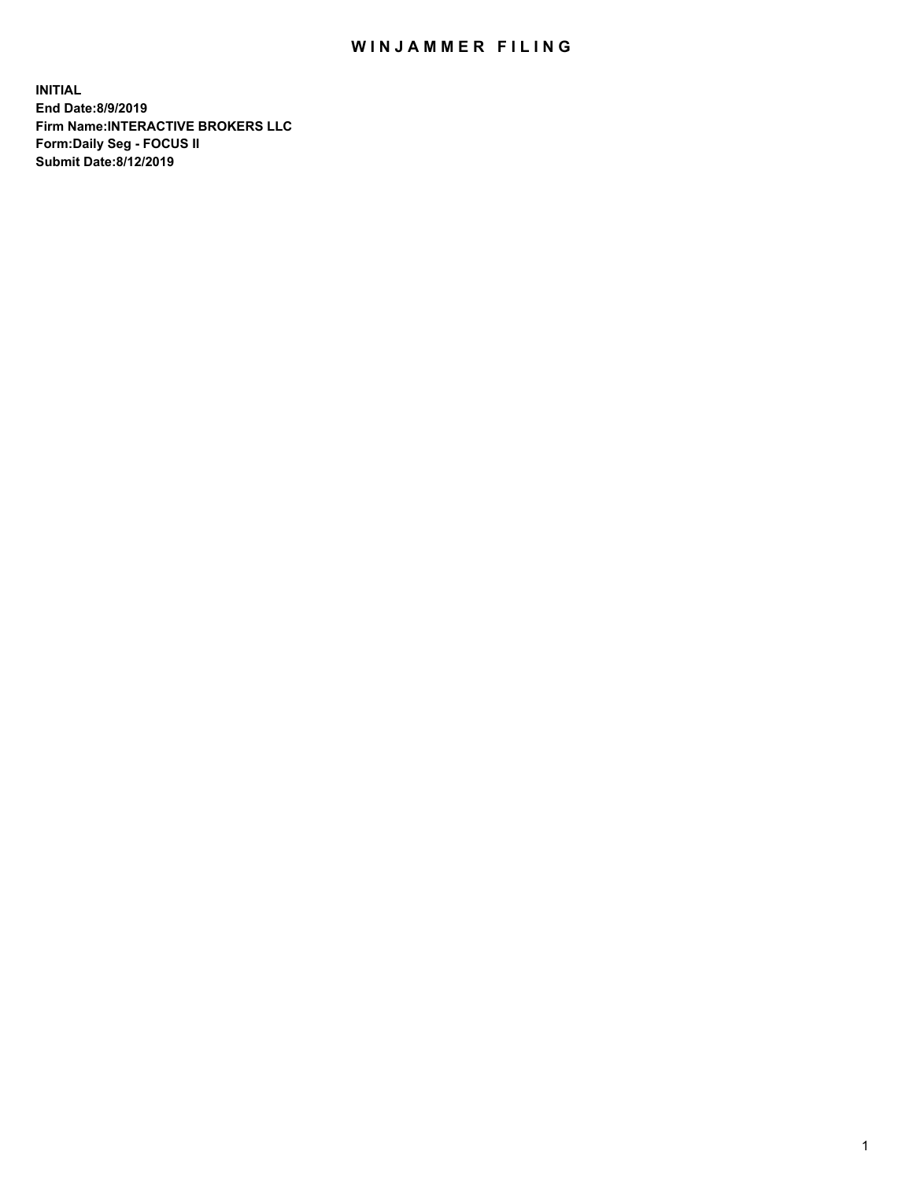# WINJAMMER FILING

**INITIAL**
**End Date:8/9/2019**
**Firm Name:INTERACTIVE BROKERS LLC**
**Form:Daily Seg - FOCUS II**
**Submit Date:8/12/2019**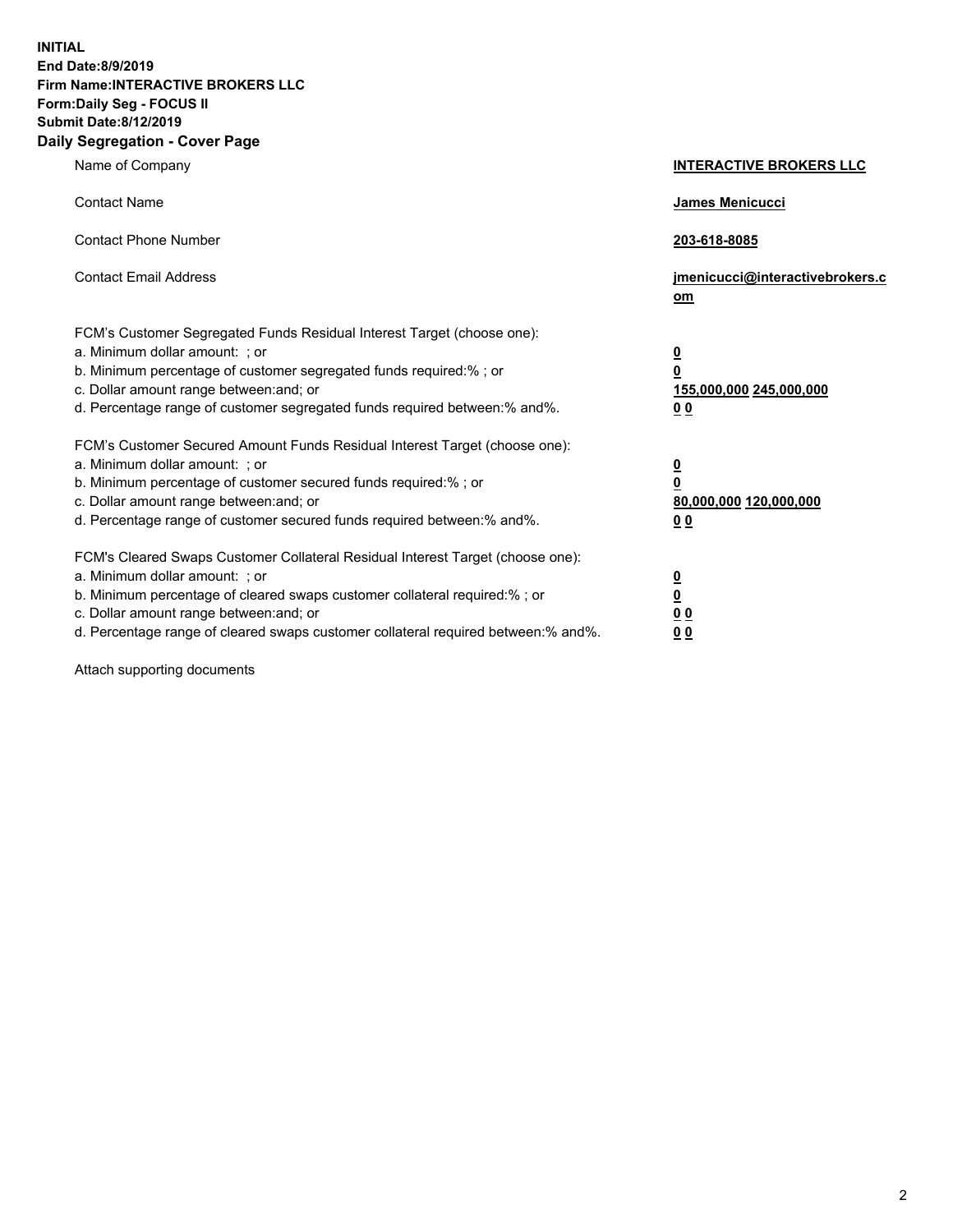**INITIAL**
**End Date:8/9/2019**
**Firm Name:INTERACTIVE BROKERS LLC**
**Form:Daily Seg - FOCUS II**
**Submit Date:8/12/2019**
**Daily Segregation - Cover Page**

| | |
|---|---|
| Name of Company | **INTERACTIVE BROKERS LLC** |
| Contact Name | **James Menicucci** |
| Contact Phone Number | **203-618-8085** |
| Contact Email Address | **jmenicucci@interactivebrokers.com** |
| FCM's Customer Segregated Funds Residual Interest Target (choose one): | |
| a. Minimum dollar amount: ; or | **0** |
| b. Minimum percentage of customer segregated funds required:% ; or | **0** |
| c. Dollar amount range between:and; or | **155,000,000 245,000,000** |
| d. Percentage range of customer segregated funds required between:% and%. | **0 0** |
| FCM's Customer Secured Amount Funds Residual Interest Target (choose one): | |
| a. Minimum dollar amount: ; or | **0** |
| b. Minimum percentage of customer secured funds required:% ; or | **0** |
| c. Dollar amount range between:and; or | **80,000,000 120,000,000** |
| d. Percentage range of customer secured funds required between:% and%. | **0 0** |
| FCM's Cleared Swaps Customer Collateral Residual Interest Target (choose one): | |
| a. Minimum dollar amount: ; or | **0** |
| b. Minimum percentage of cleared swaps customer collateral required:% ; or | **0** |
| c. Dollar amount range between:and; or | **0 0** |
| d. Percentage range of cleared swaps customer collateral required between:% and%. | **0 0** |

Attach supporting documents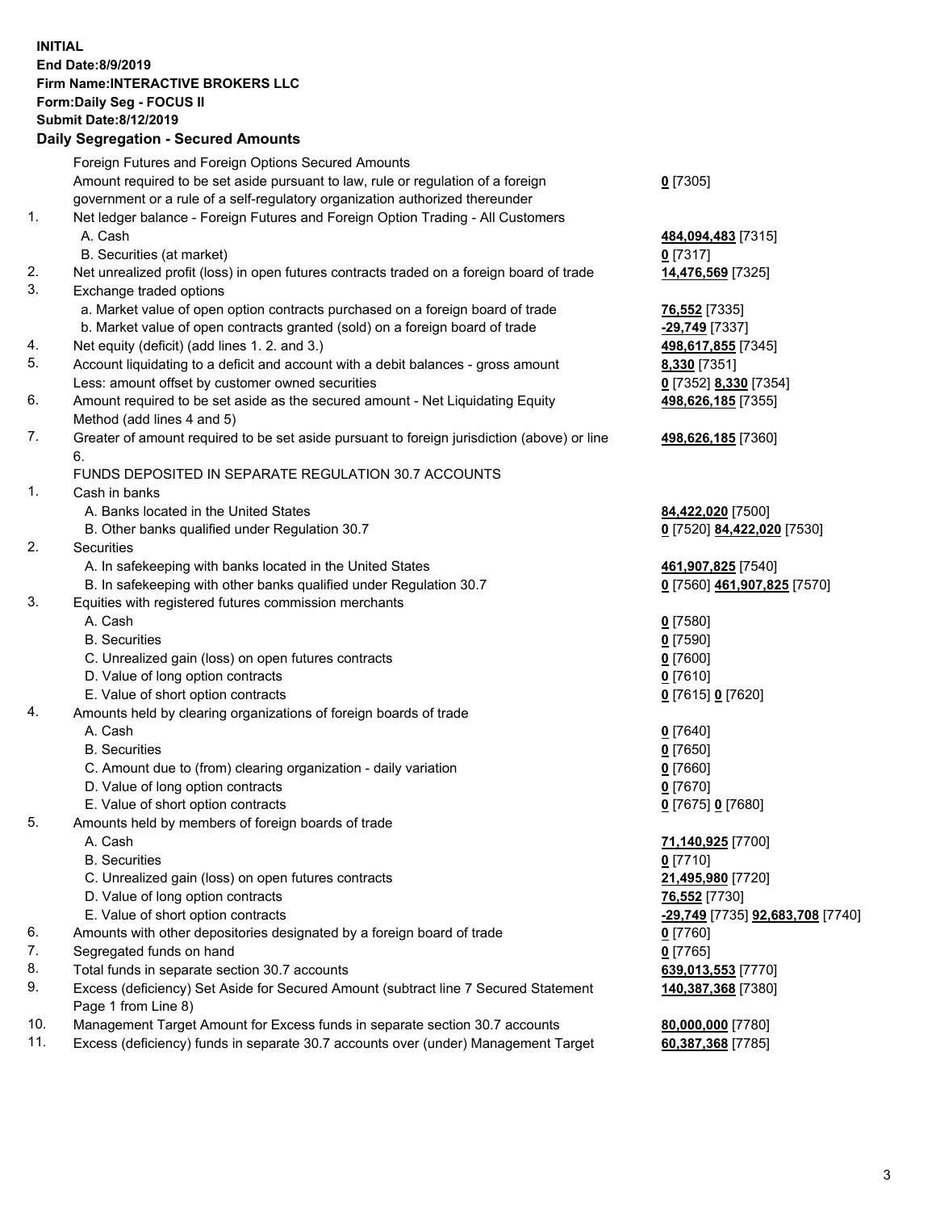**INITIAL**
**End Date:8/9/2019**
**Firm Name:INTERACTIVE BROKERS LLC**
**Form:Daily Seg - FOCUS II**
**Submit Date:8/12/2019**

## Daily Segregation - Secured Amounts

| | | |
|---|---|---|
| | Foreign Futures and Foreign Options Secured Amounts | |
| | Amount required to be set aside pursuant to law, rule or regulation of a foreign government or a rule of a self-regulatory organization authorized thereunder | **0** [7305] |
| 1. | Net ledger balance - Foreign Futures and Foreign Option Trading - All Customers | |
| | A. Cash | **484,094,483** [7315] |
| | B. Securities (at market) | **0** [7317] |
| 2. | Net unrealized profit (loss) in open futures contracts traded on a foreign board of trade | **14,476,569** [7325] |
| 3. | Exchange traded options | |
| | a. Market value of open option contracts purchased on a foreign board of trade | **76,552** [7335] |
| | b. Market value of open contracts granted (sold) on a foreign board of trade | **-29,749** [7337] |
| 4. | Net equity (deficit) (add lines 1. 2. and 3.) | **498,617,855** [7345] |
| 5. | Account liquidating to a deficit and account with a debit balances - gross amount | **8,330** [7351] |
| | Less: amount offset by customer owned securities | **0** [7352] **8,330** [7354] |
| 6. | Amount required to be set aside as the secured amount - Net Liquidating Equity Method (add lines 4 and 5) | **498,626,185** [7355] |
| 7. | Greater of amount required to be set aside pursuant to foreign jurisdiction (above) or line 6. | **498,626,185** [7360] |
| | FUNDS DEPOSITED IN SEPARATE REGULATION 30.7 ACCOUNTS | |
| 1. | Cash in banks | |
| | A. Banks located in the United States | **84,422,020** [7500] |
| | B. Other banks qualified under Regulation 30.7 | **0** [7520] **84,422,020** [7530] |
| 2. | Securities | |
| | A. In safekeeping with banks located in the United States | **461,907,825** [7540] |
| | B. In safekeeping with other banks qualified under Regulation 30.7 | **0** [7560] **461,907,825** [7570] |
| 3. | Equities with registered futures commission merchants | |
| | A. Cash | **0** [7580] |
| | B. Securities | **0** [7590] |
| | C. Unrealized gain (loss) on open futures contracts | **0** [7600] |
| | D. Value of long option contracts | **0** [7610] |
| | E. Value of short option contracts | **0** [7615] **0** [7620] |
| 4. | Amounts held by clearing organizations of foreign boards of trade | |
| | A. Cash | **0** [7640] |
| | B. Securities | **0** [7650] |
| | C. Amount due to (from) clearing organization - daily variation | **0** [7660] |
| | D. Value of long option contracts | **0** [7670] |
| | E. Value of short option contracts | **0** [7675] **0** [7680] |
| 5. | Amounts held by members of foreign boards of trade | |
| | A. Cash | **71,140,925** [7700] |
| | B. Securities | **0** [7710] |
| | C. Unrealized gain (loss) on open futures contracts | **21,495,980** [7720] |
| | D. Value of long option contracts | **76,552** [7730] |
| | E. Value of short option contracts | **-29,749** [7735] **92,683,708** [7740] |
| 6. | Amounts with other depositories designated by a foreign board of trade | **0** [7760] |
| 7. | Segregated funds on hand | **0** [7765] |
| 8. | Total funds in separate section 30.7 accounts | **639,013,553** [7770] |
| 9. | Excess (deficiency) Set Aside for Secured Amount (subtract line 7 Secured Statement Page 1 from Line 8) | **140,387,368** [7380] |
| 10. | Management Target Amount for Excess funds in separate section 30.7 accounts | **80,000,000** [7780] |
| 11. | Excess (deficiency) funds in separate 30.7 accounts over (under) Management Target | **60,387,368** [7785] |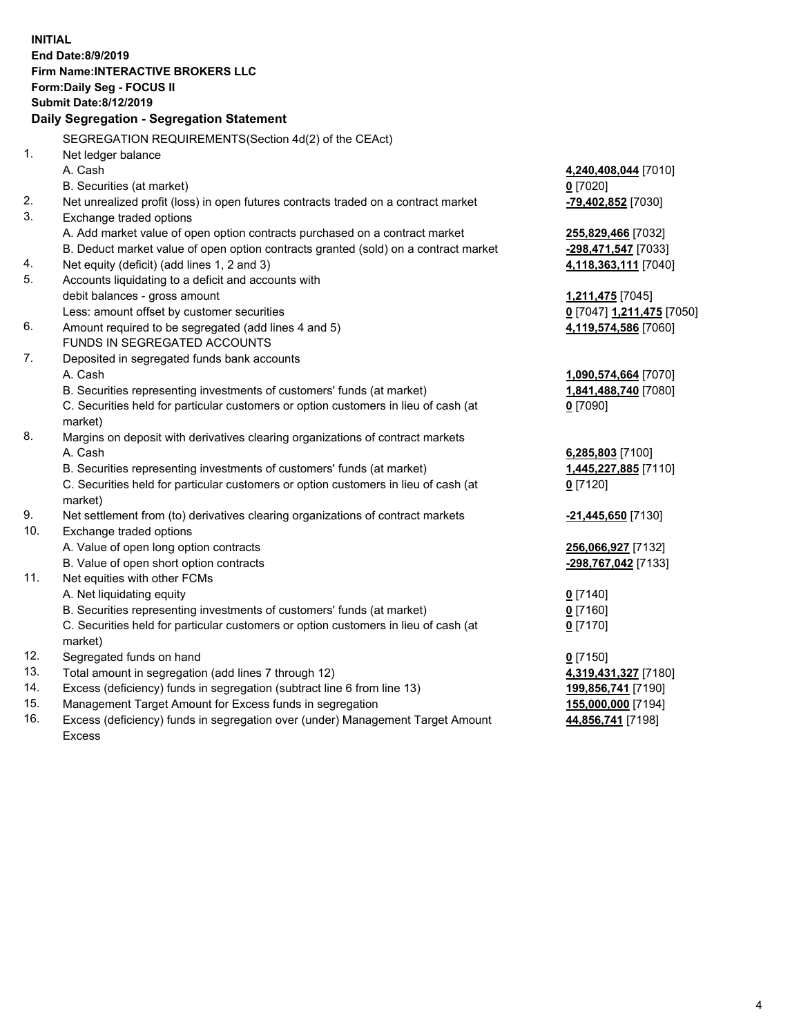**INITIAL**
**End Date:8/9/2019**
**Firm Name:INTERACTIVE BROKERS LLC**
**Form:Daily Seg - FOCUS II**
**Submit Date:8/12/2019**
**Daily Segregation - Segregation Statement**

| | | |
|---|---|---|
| | SEGREGATION REQUIREMENTS(Section 4d(2) of the CEAct) | |
| 1. | Net ledger balance | |
| | A. Cash | **4,240,408,044** [7010] |
| | B. Securities (at market) | **0** [7020] |
| 2. | Net unrealized profit (loss) in open futures contracts traded on a contract market | **-79,402,852** [7030] |
| 3. | Exchange traded options | |
| | A. Add market value of open option contracts purchased on a contract market | **255,829,466** [7032] |
| | B. Deduct market value of open option contracts granted (sold) on a contract market | **-298,471,547** [7033] |
| 4. | Net equity (deficit) (add lines 1, 2 and 3) | **4,118,363,111** [7040] |
| 5. | Accounts liquidating to a deficit and accounts with debit balances - gross amount | **1,211,475** [7045] |
| | Less: amount offset by customer securities | **0** [7047] **1,211,475** [7050] |
| 6. | Amount required to be segregated (add lines 4 and 5) | **4,119,574,586** [7060] |
| | FUNDS IN SEGREGATED ACCOUNTS | |
| 7. | Deposited in segregated funds bank accounts | |
| | A. Cash | **1,090,574,664** [7070] |
| | B. Securities representing investments of customers' funds (at market) | **1,841,488,740** [7080] |
| | C. Securities held for particular customers or option customers in lieu of cash (at market) | **0** [7090] |
| 8. | Margins on deposit with derivatives clearing organizations of contract markets | |
| | A. Cash | **6,285,803** [7100] |
| | B. Securities representing investments of customers' funds (at market) | **1,445,227,885** [7110] |
| | C. Securities held for particular customers or option customers in lieu of cash (at market) | **0** [7120] |
| 9. | Net settlement from (to) derivatives clearing organizations of contract markets | **-21,445,650** [7130] |
| 10. | Exchange traded options | |
| | A. Value of open long option contracts | **256,066,927** [7132] |
| | B. Value of open short option contracts | **-298,767,042** [7133] |
| 11. | Net equities with other FCMs | |
| | A. Net liquidating equity | **0** [7140] |
| | B. Securities representing investments of customers' funds (at market) | **0** [7160] |
| | C. Securities held for particular customers or option customers in lieu of cash (at market) | **0** [7170] |
| 12. | Segregated funds on hand | **0** [7150] |
| 13. | Total amount in segregation (add lines 7 through 12) | **4,319,431,327** [7180] |
| 14. | Excess (deficiency) funds in segregation (subtract line 6 from line 13) | **199,856,741** [7190] |
| 15. | Management Target Amount for Excess funds in segregation | **155,000,000** [7194] |
| 16. | Excess (deficiency) funds in segregation over (under) Management Target Amount Excess | **44,856,741** [7198] |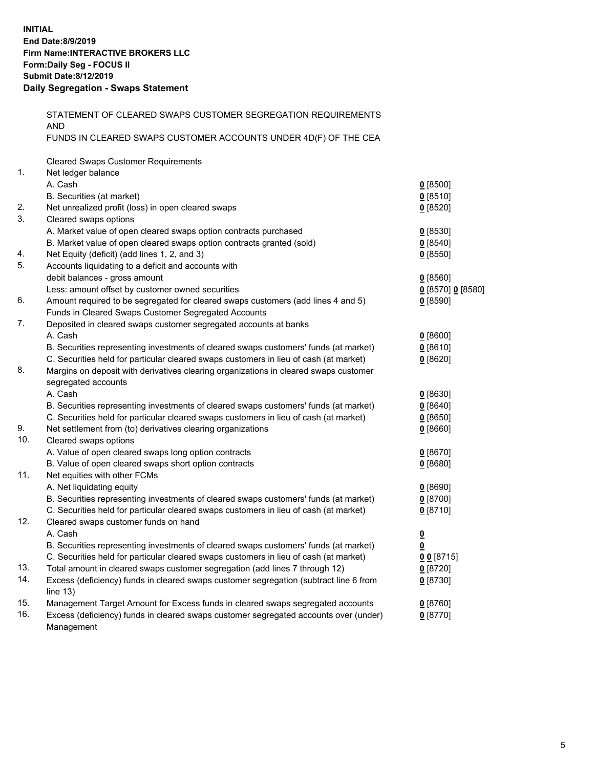**INITIAL**
**End Date:8/9/2019**
**Firm Name:INTERACTIVE BROKERS LLC**
**Form:Daily Seg - FOCUS II**
**Submit Date:8/12/2019**
**Daily Segregation - Swaps Statement**

STATEMENT OF CLEARED SWAPS CUSTOMER SEGREGATION REQUIREMENTS AND FUNDS IN CLEARED SWAPS CUSTOMER ACCOUNTS UNDER 4D(F) OF THE CEA

| | | |
|---|---|---|
| | Cleared Swaps Customer Requirements | |
| 1. | Net ledger balance | |
| | A. Cash | 0 [8500] |
| | B. Securities (at market) | 0 [8510] |
| 2. | Net unrealized profit (loss) in open cleared swaps | 0 [8520] |
| 3. | Cleared swaps options | |
| | A. Market value of open cleared swaps option contracts purchased | 0 [8530] |
| | B. Market value of open cleared swaps option contracts granted (sold) | 0 [8540] |
| 4. | Net Equity (deficit) (add lines 1, 2, and 3) | 0 [8550] |
| 5. | Accounts liquidating to a deficit and accounts with debit balances - gross amount | 0 [8560] |
| | Less: amount offset by customer owned securities | 0 [8570] 0 [8580] |
| 6. | Amount required to be segregated for cleared swaps customers (add lines 4 and 5) | 0 [8590] |
| | Funds in Cleared Swaps Customer Segregated Accounts | |
| 7. | Deposited in cleared swaps customer segregated accounts at banks | |
| | A. Cash | 0 [8600] |
| | B. Securities representing investments of cleared swaps customers' funds (at market) | 0 [8610] |
| | C. Securities held for particular cleared swaps customers in lieu of cash (at market) | 0 [8620] |
| 8. | Margins on deposit with derivatives clearing organizations in cleared swaps customer segregated accounts | |
| | A. Cash | 0 [8630] |
| | B. Securities representing investments of cleared swaps customers' funds (at market) | 0 [8640] |
| | C. Securities held for particular cleared swaps customers in lieu of cash (at market) | 0 [8650] |
| 9. | Net settlement from (to) derivatives clearing organizations | 0 [8660] |
| 10. | Cleared swaps options | |
| | A. Value of open cleared swaps long option contracts | 0 [8670] |
| | B. Value of open cleared swaps short option contracts | 0 [8680] |
| 11. | Net equities with other FCMs | |
| | A. Net liquidating equity | 0 [8690] |
| | B. Securities representing investments of cleared swaps customers' funds (at market) | 0 [8700] |
| | C. Securities held for particular cleared swaps customers in lieu of cash (at market) | 0 [8710] |
| 12. | Cleared swaps customer funds on hand | |
| | A. Cash | 0 |
| | B. Securities representing investments of cleared swaps customers' funds (at market) | 0 |
| | C. Securities held for particular cleared swaps customers in lieu of cash (at market) | 0 0 [8715] |
| 13. | Total amount in cleared swaps customer segregation (add lines 7 through 12) | 0 [8720] |
| 14. | Excess (deficiency) funds in cleared swaps customer segregation (subtract line 6 from line 13) | 0 [8730] |
| 15. | Management Target Amount for Excess funds in cleared swaps segregated accounts | 0 [8760] |
| 16. | Excess (deficiency) funds in cleared swaps customer segregated accounts over (under) Management | 0 [8770] |